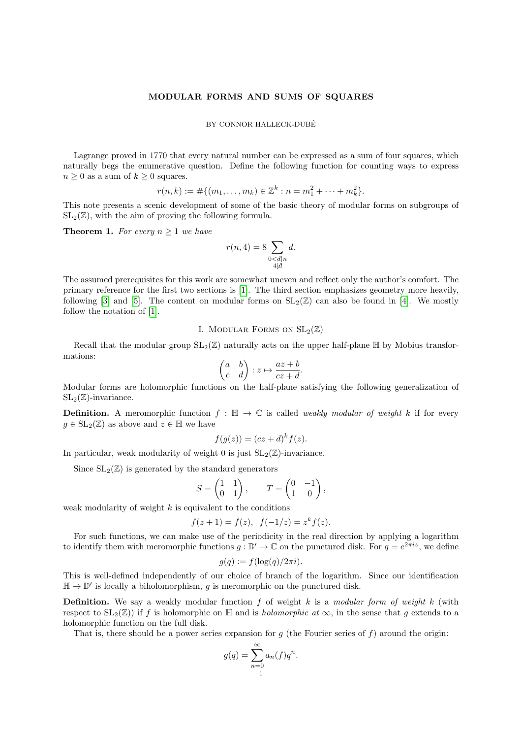# MODULAR FORMS AND SUMS OF SQUARES

BY CONNOR HALLECK-DUBÉ

Lagrange proved in 1770 that every natural number can be expressed as a sum of four squares, which naturally begs the enumerative question. Define the following function for counting ways to express $n \geq 0$ as a sum of $k \geq 0$ squares.

$$r(n,k) := \#\{(m_1, \dots, m_k) \in \mathbb{Z}^k : n = m_1^2 + \cdots + m_k^2\}.$$

This note presents a scenic development of some of the basic theory of modular forms on subgroups of $\mathrm{SL}_2(\mathbb{Z})$, with the aim of proving the following formula.

**Theorem 1.** *For every $n \geq 1$ we have*

$$r(n,4) = 8 \sum_{\substack{0<d|n \\ 4\nmid d}} d.$$

The assumed prerequisites for this work are somewhat uneven and reflect only the author's comfort. The primary reference for the first two sections is [1]. The third section emphasizes geometry more heavily, following [3] and [5]. The content on modular forms on $\mathrm{SL}_2(\mathbb{Z})$ can also be found in [4]. We mostly follow the notation of [1].

## I. Modular Forms on $\mathrm{SL}_2(\mathbb{Z})$

Recall that the modular group $\mathrm{SL}_2(\mathbb{Z})$ naturally acts on the upper half-plane $\mathbb{H}$ by Mobius transformations:

$$\begin{pmatrix} a & b \\ c & d \end{pmatrix} : z \mapsto \frac{az+b}{cz+d}.$$

Modular forms are holomorphic functions on the half-plane satisfying the following generalization of $\mathrm{SL}_2(\mathbb{Z})$-invariance.

**Definition.** A meromorphic function $f : \mathbb{H} \to \mathbb{C}$ is called *weakly modular of weight* $k$ if for every $g \in \mathrm{SL}_2(\mathbb{Z})$ as above and $z \in \mathbb{H}$ we have

$$f(g(z)) = (cz+d)^k f(z).$$

In particular, weak modularity of weight 0 is just $\mathrm{SL}_2(\mathbb{Z})$-invariance.

Since $\mathrm{SL}_2(\mathbb{Z})$ is generated by the standard generators

$$S = \begin{pmatrix} 1 & 1 \\ 0 & 1 \end{pmatrix}, \qquad T = \begin{pmatrix} 0 & -1 \\ 1 & 0 \end{pmatrix},$$

weak modularity of weight $k$ is equivalent to the conditions

$$f(z+1) = f(z), \quad f(-1/z) = z^k f(z).$$

For such functions, we can make use of the periodicity in the real direction by applying a logarithm to identify them with meromorphic functions $g : \mathbb{D}' \to \mathbb{C}$ on the punctured disk. For $q = e^{2\pi i z}$, we define

$$g(q) := f(\log(q)/2\pi i).$$

This is well-defined independently of our choice of branch of the logarithm. Since our identification $\mathbb{H} \to \mathbb{D}'$ is locally a biholomorphism, $g$ is meromorphic on the punctured disk.

**Definition.** We say a weakly modular function $f$ of weight $k$ is a *modular form of weight* $k$ (with respect to $\mathrm{SL}_2(\mathbb{Z})$) if $f$ is holomorphic on $\mathbb{H}$ and is *holomorphic at* $\infty$, in the sense that $g$ extends to a holomorphic function on the full disk.

That is, there should be a power series expansion for $g$ (the Fourier series of $f$) around the origin:

$$g(q) = \sum_{n=0}^{\infty} a_n(f) q^n.$$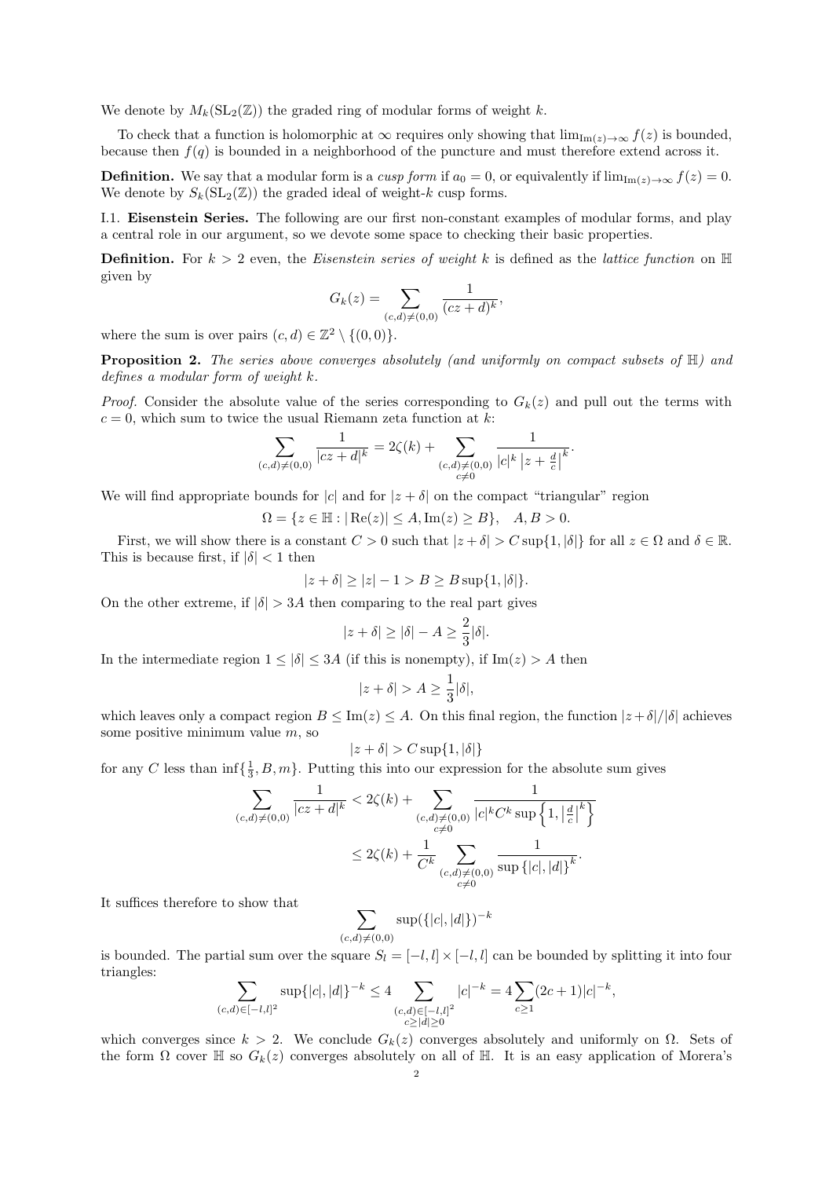We denote by $M_k(\mathrm{SL}_2(\mathbb{Z}))$ the graded ring of modular forms of weight $k$.

To check that a function is holomorphic at $\infty$ requires only showing that $\lim_{\mathrm{Im}(z)\to\infty} f(z)$ is bounded, because then $f(q)$ is bounded in a neighborhood of the puncture and must therefore extend across it.

**Definition.** We say that a modular form is a *cusp form* if $a_0 = 0$, or equivalently if $\lim_{\mathrm{Im}(z)\to\infty} f(z) = 0$. We denote by $S_k(\mathrm{SL}_2(\mathbb{Z}))$ the graded ideal of weight-$k$ cusp forms.

I.1. **Eisenstein Series.** The following are our first non-constant examples of modular forms, and play a central role in our argument, so we devote some space to checking their basic properties.

**Definition.** For $k > 2$ even, the *Eisenstein series of weight* $k$ is defined as the *lattice function* on $\mathbb{H}$ given by

$$G_k(z) = \sum_{(c,d)\neq(0,0)} \frac{1}{(cz+d)^k},$$

where the sum is over pairs $(c,d) \in \mathbb{Z}^2 \setminus \{(0,0)\}$.

**Proposition 2.** *The series above converges absolutely (and uniformly on compact subsets of $\mathbb{H}$) and defines a modular form of weight $k$.*

*Proof.* Consider the absolute value of the series corresponding to $G_k(z)$ and pull out the terms with $c = 0$, which sum to twice the usual Riemann zeta function at $k$:

$$\sum_{(c,d)\neq(0,0)} \frac{1}{|cz+d|^k} = 2\zeta(k) + \sum_{\substack{(c,d)\neq(0,0)\\ c\neq 0}} \frac{1}{|c|^k\left|z+\frac{d}{c}\right|^k}.$$

We will find appropriate bounds for $|c|$ and for $|z+\delta|$ on the compact "triangular" region

$$\Omega = \{z \in \mathbb{H} : |\mathrm{Re}(z)| \leq A, \mathrm{Im}(z) \geq B\}, \quad A, B > 0.$$

First, we will show there is a constant $C > 0$ such that $|z+\delta| > C\sup\{1, |\delta|\}$ for all $z \in \Omega$ and $\delta \in \mathbb{R}$. This is because first, if $|\delta| < 1$ then

$$|z+\delta| \geq |z| - 1 > B \geq B\sup\{1, |\delta|\}.$$

On the other extreme, if $|\delta| > 3A$ then comparing to the real part gives

$$|z+\delta| \geq |\delta| - A \geq \frac{2}{3}|\delta|.$$

In the intermediate region $1 \leq |\delta| \leq 3A$ (if this is nonempty), if $\mathrm{Im}(z) > A$ then

$$|z+\delta| > A \geq \frac{1}{3}|\delta|,$$

which leaves only a compact region $B \leq \mathrm{Im}(z) \leq A$. On this final region, the function $|z+\delta|/|\delta|$ achieves some positive minimum value $m$, so

$$|z+\delta| > C\sup\{1, |\delta|\}$$

for any $C$ less than $\inf\{\frac{1}{3}, B, m\}$. Putting this into our expression for the absolute sum gives

$$\begin{aligned}
\sum_{(c,d)\neq(0,0)} \frac{1}{|cz+d|^k} &< 2\zeta(k) + \sum_{\substack{(c,d)\neq(0,0)\\ c\neq 0}} \frac{1}{|c|^k C^k \sup\left\{1, \left|\frac{d}{c}\right|^k\right\}} \\
&\leq 2\zeta(k) + \frac{1}{C^k} \sum_{\substack{(c,d)\neq(0,0)\\ c\neq 0}} \frac{1}{\sup\{|c|,|d|\}^k}.
\end{aligned}$$

It suffices therefore to show that

$$\sum_{(c,d)\neq(0,0)} \sup(\{|c|,|d|\})^{-k}$$

is bounded. The partial sum over the square $S_l = [-l,l]\times[-l,l]$ can be bounded by splitting it into four triangles:

$$\sum_{(c,d)\in[-l,l]^2} \sup\{|c|,|d|\}^{-k} \leq 4 \sum_{\substack{(c,d)\in[-l,l]^2\\ c\geq|d|\geq 0}} |c|^{-k} = 4\sum_{c\geq 1}(2c+1)|c|^{-k},$$

which converges since $k > 2$. We conclude $G_k(z)$ converges absolutely and uniformly on $\Omega$. Sets of the form $\Omega$ cover $\mathbb{H}$ so $G_k(z)$ converges absolutely on all of $\mathbb{H}$. It is an easy application of Morera's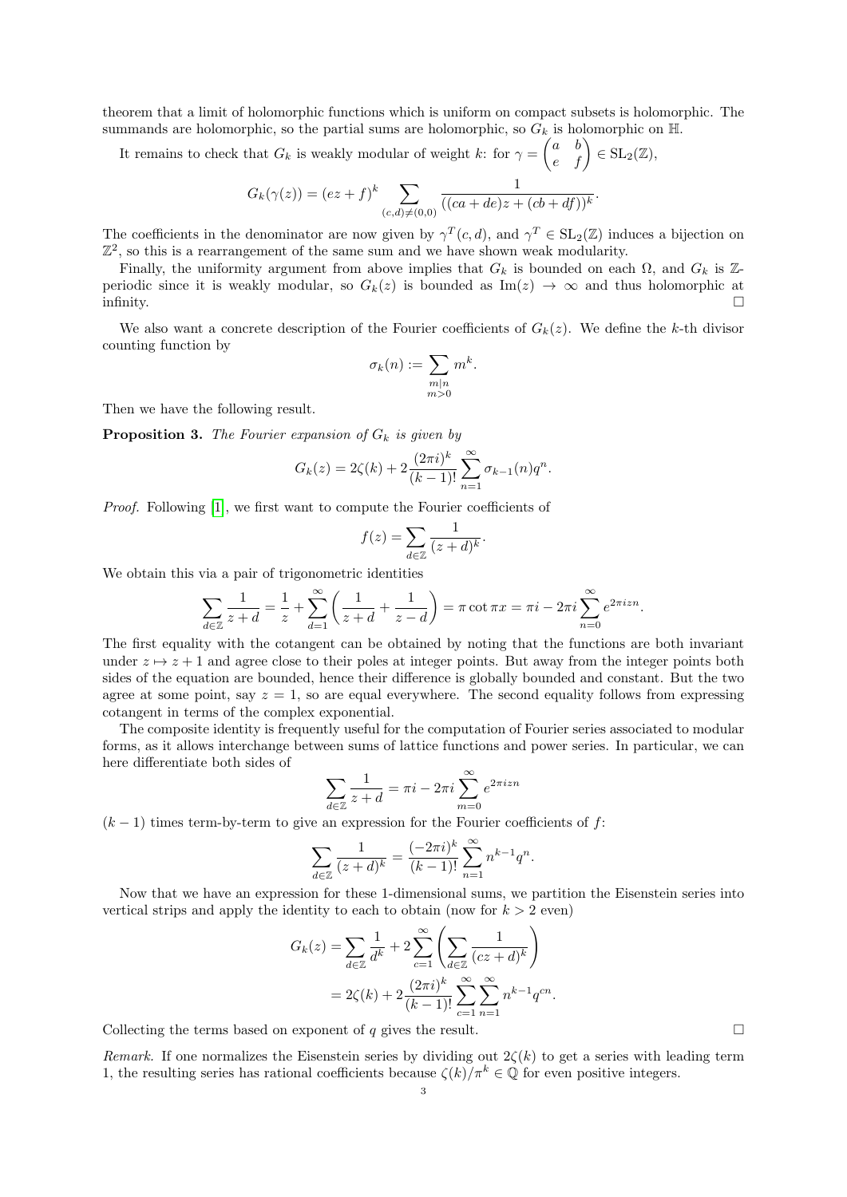theorem that a limit of holomorphic functions which is uniform on compact subsets is holomorphic. The summands are holomorphic, so the partial sums are holomorphic, so $G_k$ is holomorphic on $\mathbb{H}$.

It remains to check that $G_k$ is weakly modular of weight $k$: for $\gamma = \begin{pmatrix} a & b \\ e & f \end{pmatrix} \in \mathrm{SL}_2(\mathbb{Z})$,

$$G_k(\gamma(z)) = (ez+f)^k \sum_{(c,d)\neq(0,0)} \frac{1}{((ca+de)z + (cb+df))^k}.$$

The coefficients in the denominator are now given by $\gamma^T(c,d)$, and $\gamma^T \in \mathrm{SL}_2(\mathbb{Z})$ induces a bijection on $\mathbb{Z}^2$, so this is a rearrangement of the same sum and we have shown weak modularity.

Finally, the uniformity argument from above implies that $G_k$ is bounded on each $\Omega$, and $G_k$ is $\mathbb{Z}$-periodic since it is weakly modular, so $G_k(z)$ is bounded as $\mathrm{Im}(z) \to \infty$ and thus holomorphic at infinity. □

We also want a concrete description of the Fourier coefficients of $G_k(z)$. We define the $k$-th divisor counting function by

$$\sigma_k(n) := \sum_{\substack{m|n \\ m>0}} m^k.$$

Then we have the following result.

**Proposition 3.** *The Fourier expansion of $G_k$ is given by*

$$G_k(z) = 2\zeta(k) + 2\frac{(2\pi i)^k}{(k-1)!}\sum_{n=1}^{\infty} \sigma_{k-1}(n) q^n.$$

*Proof.* Following [1], we first want to compute the Fourier coefficients of

$$f(z) = \sum_{d\in\mathbb{Z}} \frac{1}{(z+d)^k}.$$

We obtain this via a pair of trigonometric identities

$$\sum_{d\in\mathbb{Z}} \frac{1}{z+d} = \frac{1}{z} + \sum_{d=1}^{\infty}\left(\frac{1}{z+d} + \frac{1}{z-d}\right) = \pi\cot\pi x = \pi i - 2\pi i \sum_{n=0}^{\infty} e^{2\pi i z n}.$$

The first equality with the cotangent can be obtained by noting that the functions are both invariant under $z \mapsto z+1$ and agree close to their poles at integer points. But away from the integer points both sides of the equation are bounded, hence their difference is globally bounded and constant. But the two agree at some point, say $z = 1$, so are equal everywhere. The second equality follows from expressing cotangent in terms of the complex exponential.

The composite identity is frequently useful for the computation of Fourier series associated to modular forms, as it allows interchange between sums of lattice functions and power series. In particular, we can here differentiate both sides of

$$\sum_{d\in\mathbb{Z}} \frac{1}{z+d} = \pi i - 2\pi i \sum_{m=0}^{\infty} e^{2\pi i z n}$$

$(k-1)$ times term-by-term to give an expression for the Fourier coefficients of $f$:

$$\sum_{d\in\mathbb{Z}} \frac{1}{(z+d)^k} = \frac{(-2\pi i)^k}{(k-1)!}\sum_{n=1}^{\infty} n^{k-1} q^n.$$

Now that we have an expression for these 1-dimensional sums, we partition the Eisenstein series into vertical strips and apply the identity to each to obtain (now for $k > 2$ even)

$$\begin{aligned} G_k(z) &= \sum_{d\in\mathbb{Z}} \frac{1}{d^k} + 2\sum_{c=1}^{\infty}\left(\sum_{d\in\mathbb{Z}} \frac{1}{(cz+d)^k}\right) \\ &= 2\zeta(k) + 2\frac{(2\pi i)^k}{(k-1)!}\sum_{c=1}^{\infty}\sum_{n=1}^{\infty} n^{k-1} q^{cn}. \end{aligned}$$

Collecting the terms based on exponent of $q$ gives the result. □

*Remark.* If one normalizes the Eisenstein series by dividing out $2\zeta(k)$ to get a series with leading term 1, the resulting series has rational coefficients because $\zeta(k)/\pi^k \in \mathbb{Q}$ for even positive integers.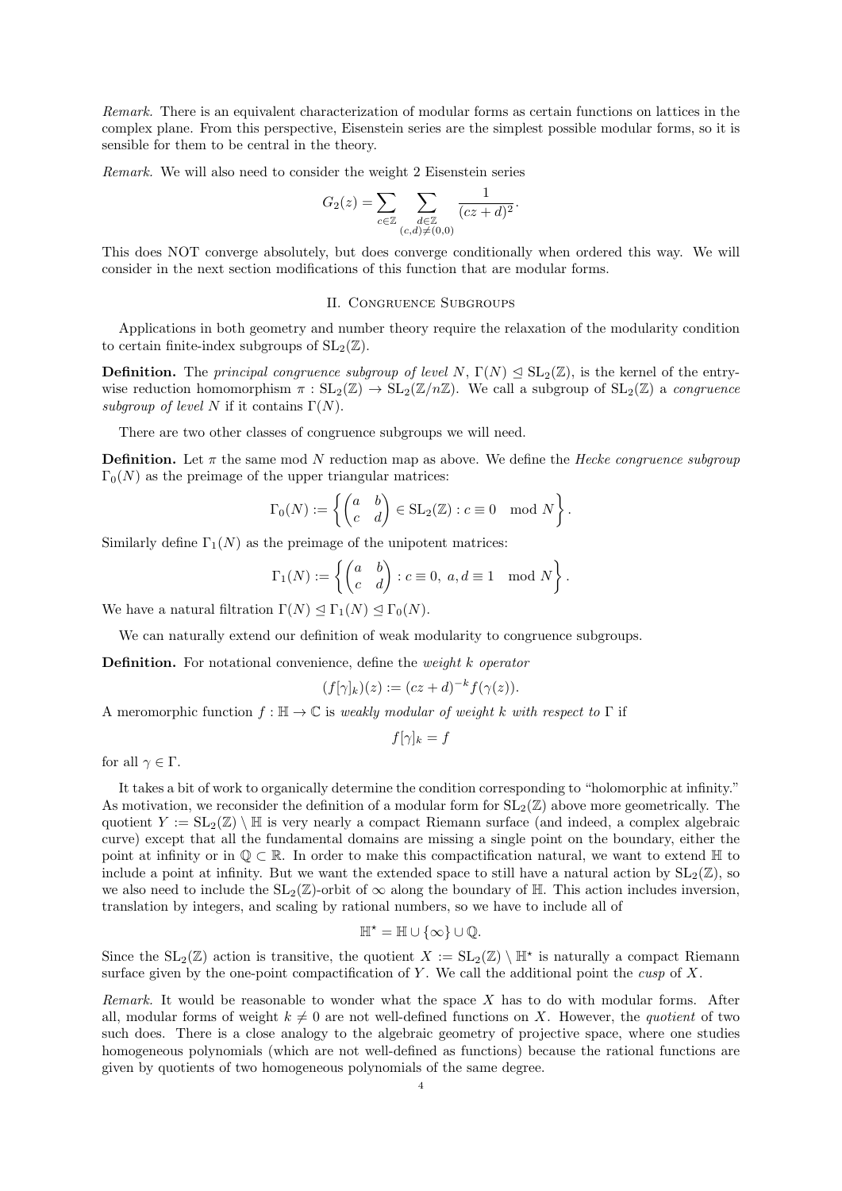*Remark.* There is an equivalent characterization of modular forms as certain functions on lattices in the complex plane. From this perspective, Eisenstein series are the simplest possible modular forms, so it is sensible for them to be central in the theory.

*Remark.* We will also need to consider the weight 2 Eisenstein series

$$G_2(z) = \sum_{c \in \mathbb{Z}} \sum_{\substack{d \in \mathbb{Z} \\ (c,d) \neq (0,0)}} \frac{1}{(cz+d)^2}.$$

This does NOT converge absolutely, but does converge conditionally when ordered this way. We will consider in the next section modifications of this function that are modular forms.

## II. Congruence Subgroups

Applications in both geometry and number theory require the relaxation of the modularity condition to certain finite-index subgroups of $\mathrm{SL}_2(\mathbb{Z})$.

**Definition.** The *principal congruence subgroup of level* $N$, $\Gamma(N) \trianglelefteq \mathrm{SL}_2(\mathbb{Z})$, is the kernel of the entry-wise reduction homomorphism $\pi : \mathrm{SL}_2(\mathbb{Z}) \to \mathrm{SL}_2(\mathbb{Z}/n\mathbb{Z})$. We call a subgroup of $\mathrm{SL}_2(\mathbb{Z})$ a *congruence subgroup of level* $N$ if it contains $\Gamma(N)$.

There are two other classes of congruence subgroups we will need.

**Definition.** Let $\pi$ the same mod $N$ reduction map as above. We define the *Hecke congruence subgroup* $\Gamma_0(N)$ as the preimage of the upper triangular matrices:

$$\Gamma_0(N) := \left\{ \begin{pmatrix} a & b \\ c & d \end{pmatrix} \in \mathrm{SL}_2(\mathbb{Z}) : c \equiv 0 \mod N \right\}.$$

Similarly define $\Gamma_1(N)$ as the preimage of the unipotent matrices:

$$\Gamma_1(N) := \left\{ \begin{pmatrix} a & b \\ c & d \end{pmatrix} : c \equiv 0,\ a, d \equiv 1 \mod N \right\}.$$

We have a natural filtration $\Gamma(N) \trianglelefteq \Gamma_1(N) \trianglelefteq \Gamma_0(N)$.

We can naturally extend our definition of weak modularity to congruence subgroups.

**Definition.** For notational convenience, define the *weight* $k$ *operator*

$$(f[\gamma]_k)(z) := (cz+d)^{-k} f(\gamma(z)).$$

A meromorphic function $f : \mathbb{H} \to \mathbb{C}$ is *weakly modular of weight* $k$ *with respect to* $\Gamma$ if

$$f[\gamma]_k = f$$

for all $\gamma \in \Gamma$.

It takes a bit of work to organically determine the condition corresponding to "holomorphic at infinity." As motivation, we reconsider the definition of a modular form for $\mathrm{SL}_2(\mathbb{Z})$ above more geometrically. The quotient $Y := \mathrm{SL}_2(\mathbb{Z}) \setminus \mathbb{H}$ is very nearly a compact Riemann surface (and indeed, a complex algebraic curve) except that all the fundamental domains are missing a single point on the boundary, either the point at infinity or in $\mathbb{Q} \subset \mathbb{R}$. In order to make this compactification natural, we want to extend $\mathbb{H}$ to include a point at infinity. But we want the extended space to still have a natural action by $\mathrm{SL}_2(\mathbb{Z})$, so we also need to include the $\mathrm{SL}_2(\mathbb{Z})$-orbit of $\infty$ along the boundary of $\mathbb{H}$. This action includes inversion, translation by integers, and scaling by rational numbers, so we have to include all of

$$\mathbb{H}^\star = \mathbb{H} \cup \{\infty\} \cup \mathbb{Q}.$$

Since the $\mathrm{SL}_2(\mathbb{Z})$ action is transitive, the quotient $X := \mathrm{SL}_2(\mathbb{Z}) \setminus \mathbb{H}^\star$ is naturally a compact Riemann surface given by the one-point compactification of $Y$. We call the additional point the *cusp* of $X$.

*Remark.* It would be reasonable to wonder what the space $X$ has to do with modular forms. After all, modular forms of weight $k \neq 0$ are not well-defined functions on $X$. However, the *quotient* of two such does. There is a close analogy to the algebraic geometry of projective space, where one studies homogeneous polynomials (which are not well-defined as functions) because the rational functions are given by quotients of two homogeneous polynomials of the same degree.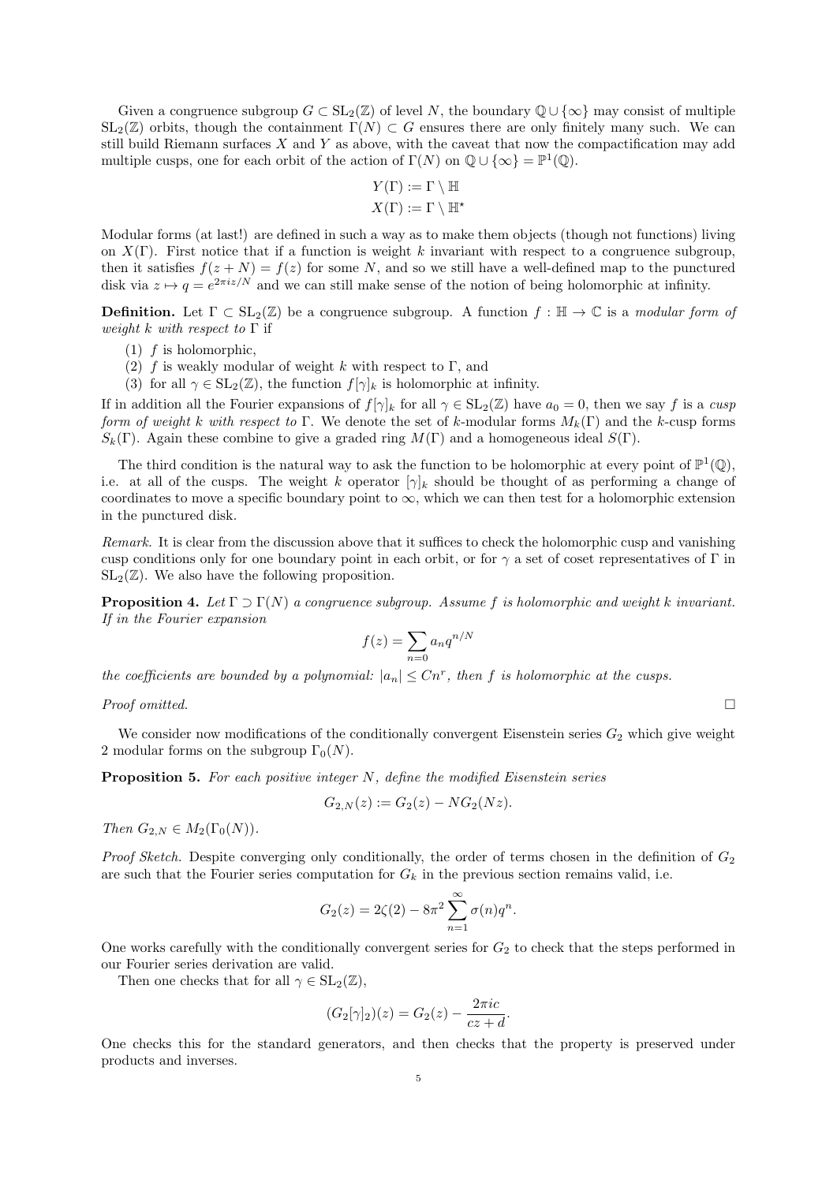Given a congruence subgroup $G \subset \mathrm{SL}_2(\mathbb{Z})$ of level $N$, the boundary $\mathbb{Q} \cup \{\infty\}$ may consist of multiple $\mathrm{SL}_2(\mathbb{Z})$ orbits, though the containment $\Gamma(N) \subset G$ ensures there are only finitely many such. We can still build Riemann surfaces $X$ and $Y$ as above, with the caveat that now the compactification may add multiple cusps, one for each orbit of the action of $\Gamma(N)$ on $\mathbb{Q} \cup \{\infty\} = \mathbb{P}^1(\mathbb{Q})$.

$$Y(\Gamma) := \Gamma \setminus \mathbb{H}$$
$$X(\Gamma) := \Gamma \setminus \mathbb{H}^\star$$

Modular forms (at last!) are defined in such a way as to make them objects (though not functions) living on $X(\Gamma)$. First notice that if a function is weight $k$ invariant with respect to a congruence subgroup, then it satisfies $f(z+N) = f(z)$ for some $N$, and so we still have a well-defined map to the punctured disk via $z \mapsto q = e^{2\pi i z/N}$ and we can still make sense of the notion of being holomorphic at infinity.

**Definition.** Let $\Gamma \subset \mathrm{SL}_2(\mathbb{Z})$ be a congruence subgroup. A function $f : \mathbb{H} \to \mathbb{C}$ is a *modular form of weight $k$ with respect to* $\Gamma$ if

(1) $f$ is holomorphic,
(2) $f$ is weakly modular of weight $k$ with respect to $\Gamma$, and
(3) for all $\gamma \in \mathrm{SL}_2(\mathbb{Z})$, the function $f[\gamma]_k$ is holomorphic at infinity.

If in addition all the Fourier expansions of $f[\gamma]_k$ for all $\gamma \in \mathrm{SL}_2(\mathbb{Z})$ have $a_0 = 0$, then we say $f$ is a *cusp form of weight $k$ with respect to* $\Gamma$. We denote the set of $k$-modular forms $M_k(\Gamma)$ and the $k$-cusp forms $S_k(\Gamma)$. Again these combine to give a graded ring $M(\Gamma)$ and a homogeneous ideal $S(\Gamma)$.

The third condition is the natural way to ask the function to be holomorphic at every point of $\mathbb{P}^1(\mathbb{Q})$, i.e. at all of the cusps. The weight $k$ operator $[\gamma]_k$ should be thought of as performing a change of coordinates to move a specific boundary point to $\infty$, which we can then test for a holomorphic extension in the punctured disk.

*Remark.* It is clear from the discussion above that it suffices to check the holomorphic cusp and vanishing cusp conditions only for one boundary point in each orbit, or for $\gamma$ a set of coset representatives of $\Gamma$ in $\mathrm{SL}_2(\mathbb{Z})$. We also have the following proposition.

**Proposition 4.** *Let $\Gamma \supset \Gamma(N)$ a congruence subgroup. Assume $f$ is holomorphic and weight $k$ invariant. If in the Fourier expansion*

$$f(z) = \sum_{n=0} a_n q^{n/N}$$

*the coefficients are bounded by a polynomial: $|a_n| \le C n^r$, then $f$ is holomorphic at the cusps.*

*Proof omitted.* □

We consider now modifications of the conditionally convergent Eisenstein series $G_2$ which give weight 2 modular forms on the subgroup $\Gamma_0(N)$.

**Proposition 5.** *For each positive integer $N$, define the modified Eisenstein series*

$$G_{2,N}(z) := G_2(z) - N G_2(Nz).$$

*Then $G_{2,N} \in M_2(\Gamma_0(N))$.*

*Proof Sketch.* Despite converging only conditionally, the order of terms chosen in the definition of $G_2$ are such that the Fourier series computation for $G_k$ in the previous section remains valid, i.e.

$$G_2(z) = 2\zeta(2) - 8\pi^2 \sum_{n=1}^{\infty} \sigma(n) q^n.$$

One works carefully with the conditionally convergent series for $G_2$ to check that the steps performed in our Fourier series derivation are valid.

Then one checks that for all $\gamma \in \mathrm{SL}_2(\mathbb{Z})$,

$$(G_2[\gamma]_2)(z) = G_2(z) - \frac{2\pi i c}{cz+d}.$$

One checks this for the standard generators, and then checks that the property is preserved under products and inverses.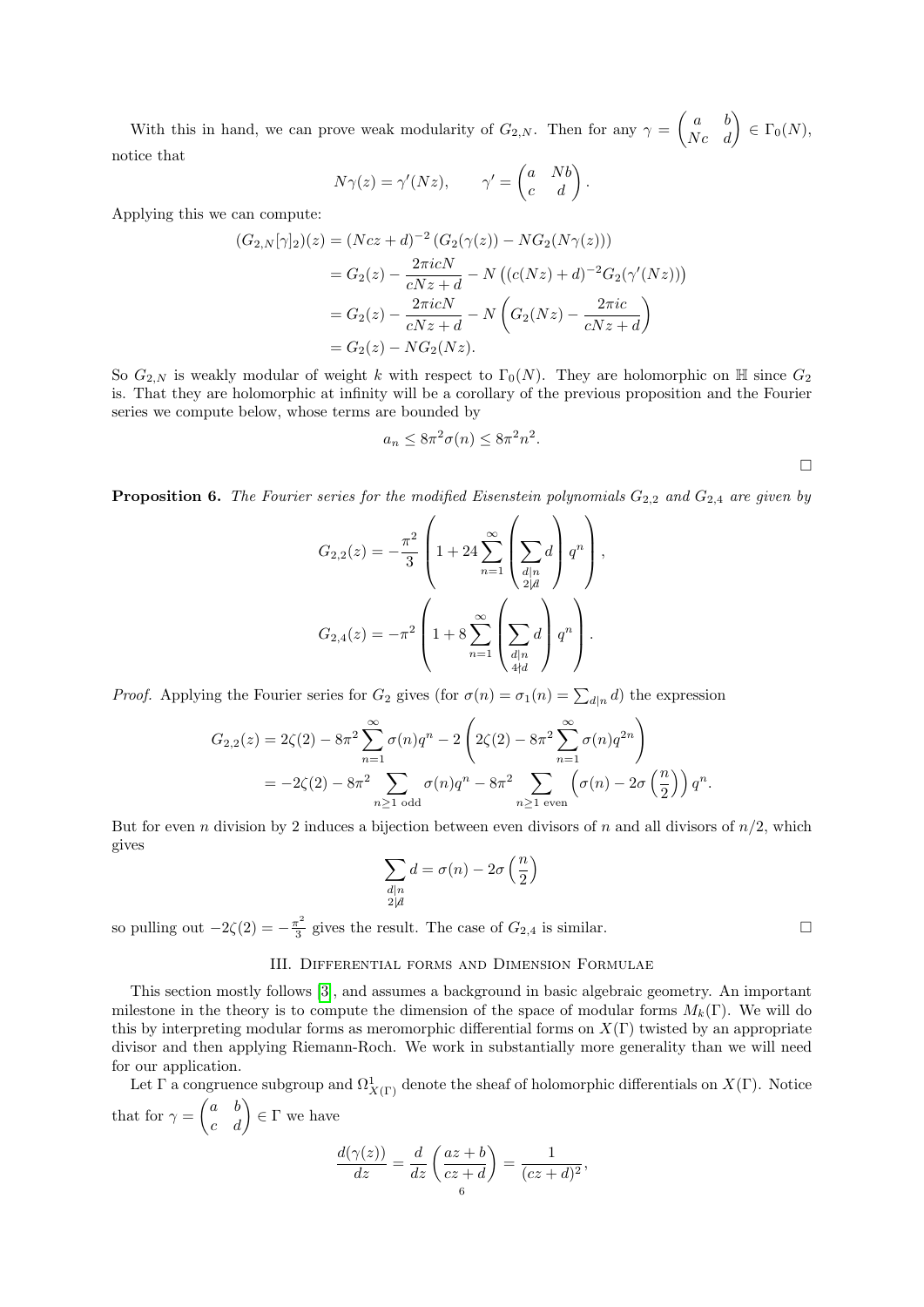With this in hand, we can prove weak modularity of $G_{2,N}$. Then for any $\gamma = \begin{pmatrix} a & b \\ Nc & d \end{pmatrix} \in \Gamma_0(N)$, notice that

$$N\gamma(z) = \gamma'(Nz), \qquad \gamma' = \begin{pmatrix} a & Nb \\ c & d \end{pmatrix}.$$

Applying this we can compute:

$$\begin{aligned}
(G_{2,N}[\gamma]_2)(z) &= (Ncz+d)^{-2}\left(G_2(\gamma(z)) - NG_2(N\gamma(z))\right) \\
&= G_2(z) - \frac{2\pi i c N}{cNz+d} - N\left((c(Nz)+d)^{-2}G_2(\gamma'(Nz))\right) \\
&= G_2(z) - \frac{2\pi i c N}{cNz+d} - N\left(G_2(Nz) - \frac{2\pi i c}{cNz+d}\right) \\
&= G_2(z) - NG_2(Nz).
\end{aligned}$$

So $G_{2,N}$ is weakly modular of weight $k$ with respect to $\Gamma_0(N)$. They are holomorphic on $\mathbb{H}$ since $G_2$ is. That they are holomorphic at infinity will be a corollary of the previous proposition and the Fourier series we compute below, whose terms are bounded by

$$a_n \leq 8\pi^2\sigma(n) \leq 8\pi^2 n^2.$$

$\square$

**Proposition 6.** *The Fourier series for the modified Eisenstein polynomials $G_{2,2}$ and $G_{2,4}$ are given by*

$$G_{2,2}(z) = -\frac{\pi^2}{3}\left(1 + 24\sum_{n=1}^{\infty}\left(\sum_{\substack{d\mid n \\ 2\nmid d}} d\right)q^n\right),$$

$$G_{2,4}(z) = -\pi^2\left(1 + 8\sum_{n=1}^{\infty}\left(\sum_{\substack{d\mid n \\ 4\nmid d}} d\right)q^n\right).$$

*Proof.* Applying the Fourier series for $G_2$ gives (for $\sigma(n) = \sigma_1(n) = \sum_{d\mid n} d$) the expression

$$\begin{aligned}
G_{2,2}(z) &= 2\zeta(2) - 8\pi^2\sum_{n=1}^{\infty}\sigma(n)q^n - 2\left(2\zeta(2) - 8\pi^2\sum_{n=1}^{\infty}\sigma(n)q^{2n}\right) \\
&= -2\zeta(2) - 8\pi^2\sum_{n\geq 1 \text{ odd}}\sigma(n)q^n - 8\pi^2\sum_{n\geq 1 \text{ even}}\left(\sigma(n) - 2\sigma\left(\frac{n}{2}\right)\right)q^n.
\end{aligned}$$

But for even $n$ division by 2 induces a bijection between even divisors of $n$ and all divisors of $n/2$, which gives

$$\sum_{\substack{d\mid n \\ 2\nmid d}} d = \sigma(n) - 2\sigma\left(\frac{n}{2}\right)$$

so pulling out $-2\zeta(2) = -\frac{\pi^2}{3}$ gives the result. The case of $G_{2,4}$ is similar. $\square$

## III. Differential forms and Dimension Formulae

This section mostly follows [3], and assumes a background in basic algebraic geometry. An important milestone in the theory is to compute the dimension of the space of modular forms $M_k(\Gamma)$. We will do this by interpreting modular forms as meromorphic differential forms on $X(\Gamma)$ twisted by an appropriate divisor and then applying Riemann-Roch. We work in substantially more generality than we will need for our application.

Let $\Gamma$ a congruence subgroup and $\Omega^1_{X(\Gamma)}$ denote the sheaf of holomorphic differentials on $X(\Gamma)$. Notice that for $\gamma = \begin{pmatrix} a & b \\ c & d \end{pmatrix} \in \Gamma$ we have

$$\frac{d(\gamma(z))}{dz} = \frac{d}{dz}\left(\frac{az+b}{cz+d}\right) = \frac{1}{(cz+d)^2},$$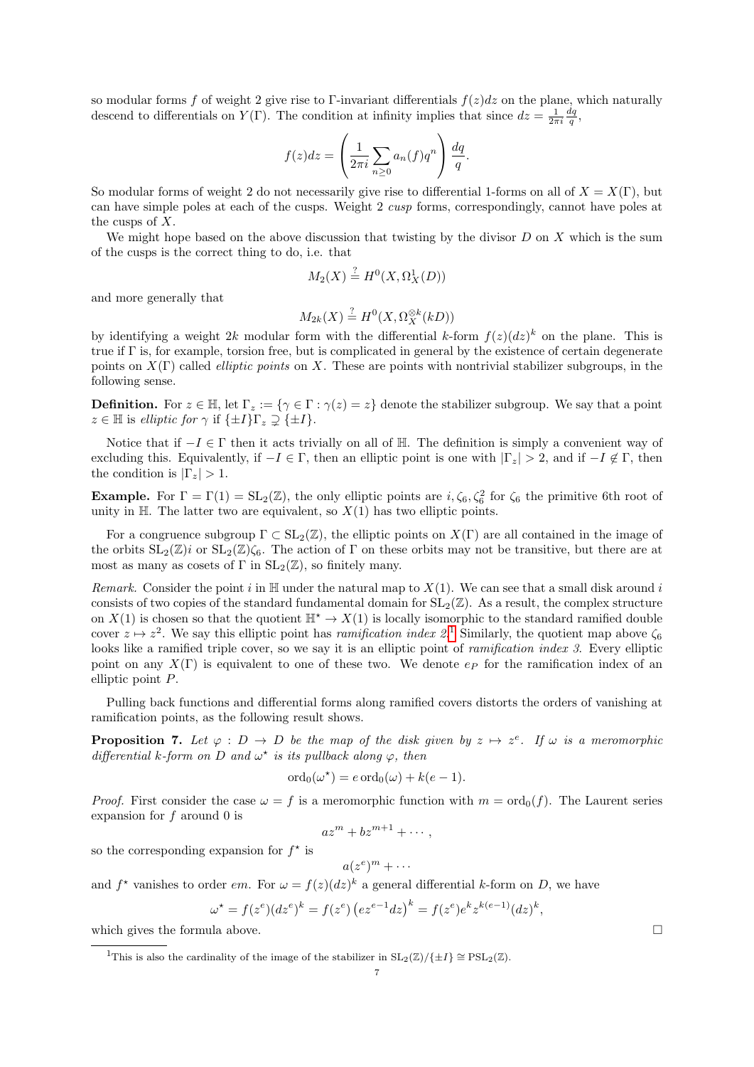so modular forms $f$ of weight 2 give rise to $\Gamma$-invariant differentials $f(z)dz$ on the plane, which naturally descend to differentials on $Y(\Gamma)$. The condition at infinity implies that since $dz = \frac{1}{2\pi i}\frac{dq}{q}$,

$$f(z)dz = \left(\frac{1}{2\pi i}\sum_{n\geq 0} a_n(f)q^n\right)\frac{dq}{q}.$$

So modular forms of weight 2 do not necessarily give rise to differential 1-forms on all of $X = X(\Gamma)$, but can have simple poles at each of the cusps. Weight 2 *cusp* forms, correspondingly, cannot have poles at the cusps of $X$.

We might hope based on the above discussion that twisting by the divisor $D$ on $X$ which is the sum of the cusps is the correct thing to do, i.e. that

$$M_2(X) \stackrel{?}{=} H^0(X, \Omega^1_X(D))$$

and more generally that

$$M_{2k}(X) \stackrel{?}{=} H^0(X, \Omega_X^{\otimes k}(kD))$$

by identifying a weight $2k$ modular form with the differential $k$-form $f(z)(dz)^k$ on the plane. This is true if $\Gamma$ is, for example, torsion free, but is complicated in general by the existence of certain degenerate points on $X(\Gamma)$ called *elliptic points* on $X$. These are points with nontrivial stabilizer subgroups, in the following sense.

**Definition.** For $z \in \mathbb{H}$, let $\Gamma_z := \{\gamma \in \Gamma : \gamma(z) = z\}$ denote the stabilizer subgroup. We say that a point $z \in \mathbb{H}$ is *elliptic for* $\gamma$ if $\{\pm I\}\Gamma_z \supsetneq \{\pm I\}$.

Notice that if $-I \in \Gamma$ then it acts trivially on all of $\mathbb{H}$. The definition is simply a convenient way of excluding this. Equivalently, if $-I \in \Gamma$, then an elliptic point is one with $|\Gamma_z| > 2$, and if $-I \notin \Gamma$, then the condition is $|\Gamma_z| > 1$.

**Example.** For $\Gamma = \Gamma(1) = \mathrm{SL}_2(\mathbb{Z})$, the only elliptic points are $i, \zeta_6, \zeta_6^2$ for $\zeta_6$ the primitive 6th root of unity in $\mathbb{H}$. The latter two are equivalent, so $X(1)$ has two elliptic points.

For a congruence subgroup $\Gamma \subset \mathrm{SL}_2(\mathbb{Z})$, the elliptic points on $X(\Gamma)$ are all contained in the image of the orbits $\mathrm{SL}_2(\mathbb{Z})i$ or $\mathrm{SL}_2(\mathbb{Z})\zeta_6$. The action of $\Gamma$ on these orbits may not be transitive, but there are at most as many as cosets of $\Gamma$ in $\mathrm{SL}_2(\mathbb{Z})$, so finitely many.

*Remark.* Consider the point $i$ in $\mathbb{H}$ under the natural map to $X(1)$. We can see that a small disk around $i$ consists of two copies of the standard fundamental domain for $\mathrm{SL}_2(\mathbb{Z})$. As a result, the complex structure on $X(1)$ is chosen so that the quotient $\mathbb{H}^\star \to X(1)$ is locally isomorphic to the standard ramified double cover $z \mapsto z^2$. We say this elliptic point has *ramification index 2*.[1] Similarly, the quotient map above $\zeta_6$ looks like a ramified triple cover, so we say it is an elliptic point of *ramification index 3*. Every elliptic point on any $X(\Gamma)$ is equivalent to one of these two. We denote $e_P$ for the ramification index of an elliptic point $P$.

Pulling back functions and differential forms along ramified covers distorts the orders of vanishing at ramification points, as the following result shows.

**Proposition 7.** *Let $\varphi : D \to D$ be the map of the disk given by $z \mapsto z^e$. If $\omega$ is a meromorphic differential $k$-form on $D$ and $\omega^\star$ is its pullback along $\varphi$, then*

$$\mathrm{ord}_0(\omega^\star) = e\,\mathrm{ord}_0(\omega) + k(e-1).$$

*Proof.* First consider the case $\omega = f$ is a meromorphic function with $m = \mathrm{ord}_0(f)$. The Laurent series expansion for $f$ around 0 is

$$az^m + bz^{m+1} + \cdots,$$

so the corresponding expansion for $f^\star$ is

$$a(z^e)^m + \cdots$$

and $f^\star$ vanishes to order $em$. For $\omega = f(z)(dz)^k$ a general differential $k$-form on $D$, we have

$$\omega^\star = f(z^e)(dz^e)^k = f(z^e)\left(ez^{e-1}dz\right)^k = f(z^e)e^k z^{k(e-1)}(dz)^k,$$

which gives the formula above. $\square$

[1] This is also the cardinality of the image of the stabilizer in $\mathrm{SL}_2(\mathbb{Z})/\{\pm I\} \cong \mathrm{PSL}_2(\mathbb{Z})$.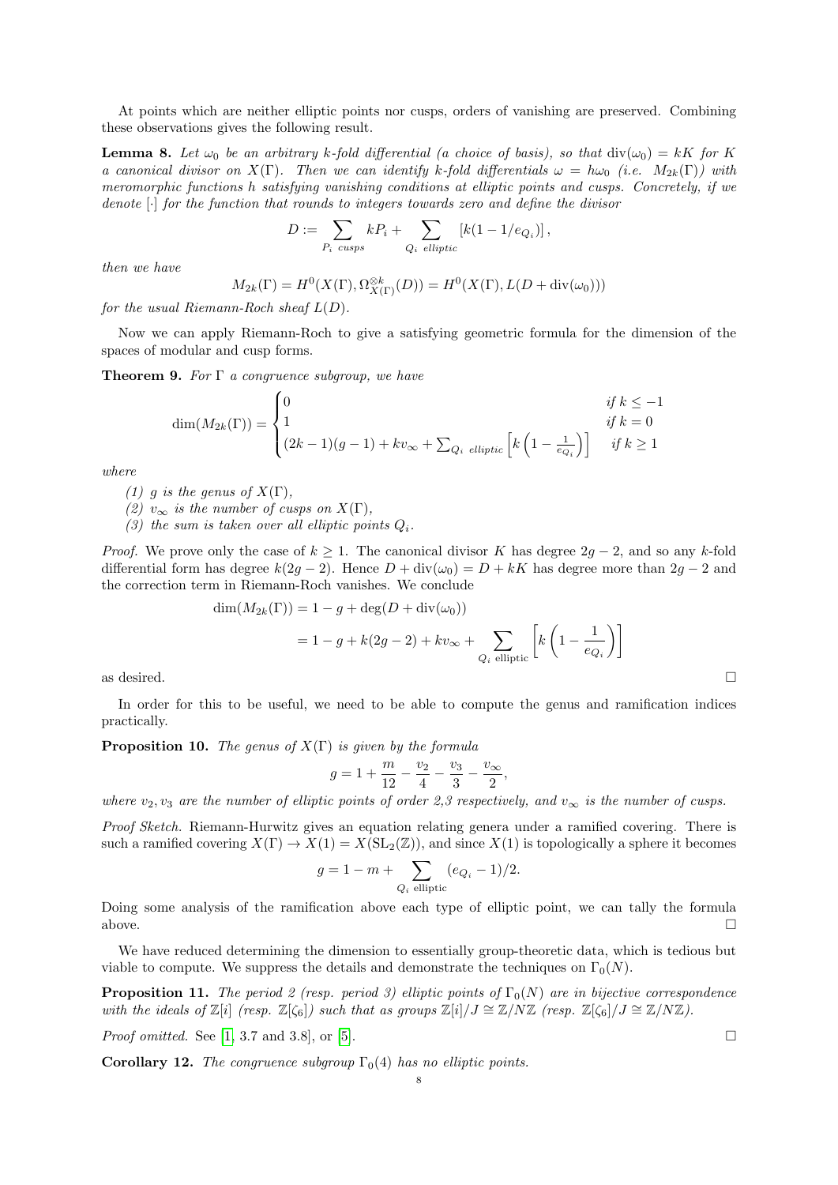At points which are neither elliptic points nor cusps, orders of vanishing are preserved. Combining these observations gives the following result.

**Lemma 8.** *Let $\omega_0$ be an arbitrary $k$-fold differential (a choice of basis), so that $\mathrm{div}(\omega_0) = kK$ for $K$ a canonical divisor on $X(\Gamma)$. Then we can identify $k$-fold differentials $\omega = h\omega_0$ (i.e. $M_{2k}(\Gamma)$) with meromorphic functions $h$ satisfying vanishing conditions at elliptic points and cusps. Concretely, if we denote $[\cdot]$ for the function that rounds to integers towards zero and define the divisor*

$$D := \sum_{P_i \text{ cusps}} kP_i + \sum_{Q_i \text{ elliptic}} [k(1 - 1/e_{Q_i})],$$

*then we have*

$$M_{2k}(\Gamma) = H^0(X(\Gamma), \Omega_{X(\Gamma)}^{\otimes k}(D)) = H^0(X(\Gamma), L(D + \mathrm{div}(\omega_0)))$$

*for the usual Riemann-Roch sheaf $L(D)$.*

Now we can apply Riemann-Roch to give a satisfying geometric formula for the dimension of the spaces of modular and cusp forms.

**Theorem 9.** *For $\Gamma$ a congruence subgroup, we have*

$$\dim(M_{2k}(\Gamma)) = \begin{cases} 0 & \text{if } k \leq -1 \\ 1 & \text{if } k = 0 \\ (2k-1)(g-1) + kv_\infty + \sum_{Q_i \text{ elliptic}} \left[k\left(1 - \frac{1}{e_{Q_i}}\right)\right] & \text{if } k \geq 1 \end{cases}$$

*where*

*(1) $g$ is the genus of $X(\Gamma)$,*
*(2) $v_\infty$ is the number of cusps on $X(\Gamma)$,*
*(3) the sum is taken over all elliptic points $Q_i$.*

*Proof.* We prove only the case of $k \geq 1$. The canonical divisor $K$ has degree $2g-2$, and so any $k$-fold differential form has degree $k(2g-2)$. Hence $D + \mathrm{div}(\omega_0) = D + kK$ has degree more than $2g-2$ and the correction term in Riemann-Roch vanishes. We conclude

$$\begin{aligned}\dim(M_{2k}(\Gamma)) &= 1 - g + \deg(D + \mathrm{div}(\omega_0)) \\ &= 1 - g + k(2g-2) + kv_\infty + \sum_{Q_i \text{ elliptic}} \left[k\left(1 - \frac{1}{e_{Q_i}}\right)\right]\end{aligned}$$

as desired. □

In order for this to be useful, we need to be able to compute the genus and ramification indices practically.

**Proposition 10.** *The genus of $X(\Gamma)$ is given by the formula*

$$g = 1 + \frac{m}{12} - \frac{v_2}{4} - \frac{v_3}{3} - \frac{v_\infty}{2},$$

*where $v_2, v_3$ are the number of elliptic points of order 2,3 respectively, and $v_\infty$ is the number of cusps.*

*Proof Sketch.* Riemann-Hurwitz gives an equation relating genera under a ramified covering. There is such a ramified covering $X(\Gamma) \to X(1) = X(\mathrm{SL}_2(\mathbb{Z}))$, and since $X(1)$ is topologically a sphere it becomes

$$g = 1 - m + \sum_{Q_i \text{ elliptic}} (e_{Q_i} - 1)/2.$$

Doing some analysis of the ramification above each type of elliptic point, we can tally the formula above. □

We have reduced determining the dimension to essentially group-theoretic data, which is tedious but viable to compute. We suppress the details and demonstrate the techniques on $\Gamma_0(N)$.

**Proposition 11.** *The period 2 (resp. period 3) elliptic points of $\Gamma_0(N)$ are in bijective correspondence with the ideals of $\mathbb{Z}[i]$ (resp. $\mathbb{Z}[\zeta_6]$) such that as groups $\mathbb{Z}[i]/J \cong \mathbb{Z}/N\mathbb{Z}$ (resp. $\mathbb{Z}[\zeta_6]/J \cong \mathbb{Z}/N\mathbb{Z}$).*

*Proof omitted.* See [1, 3.7 and 3.8], or [5]. □

**Corollary 12.** *The congruence subgroup $\Gamma_0(4)$ has no elliptic points.*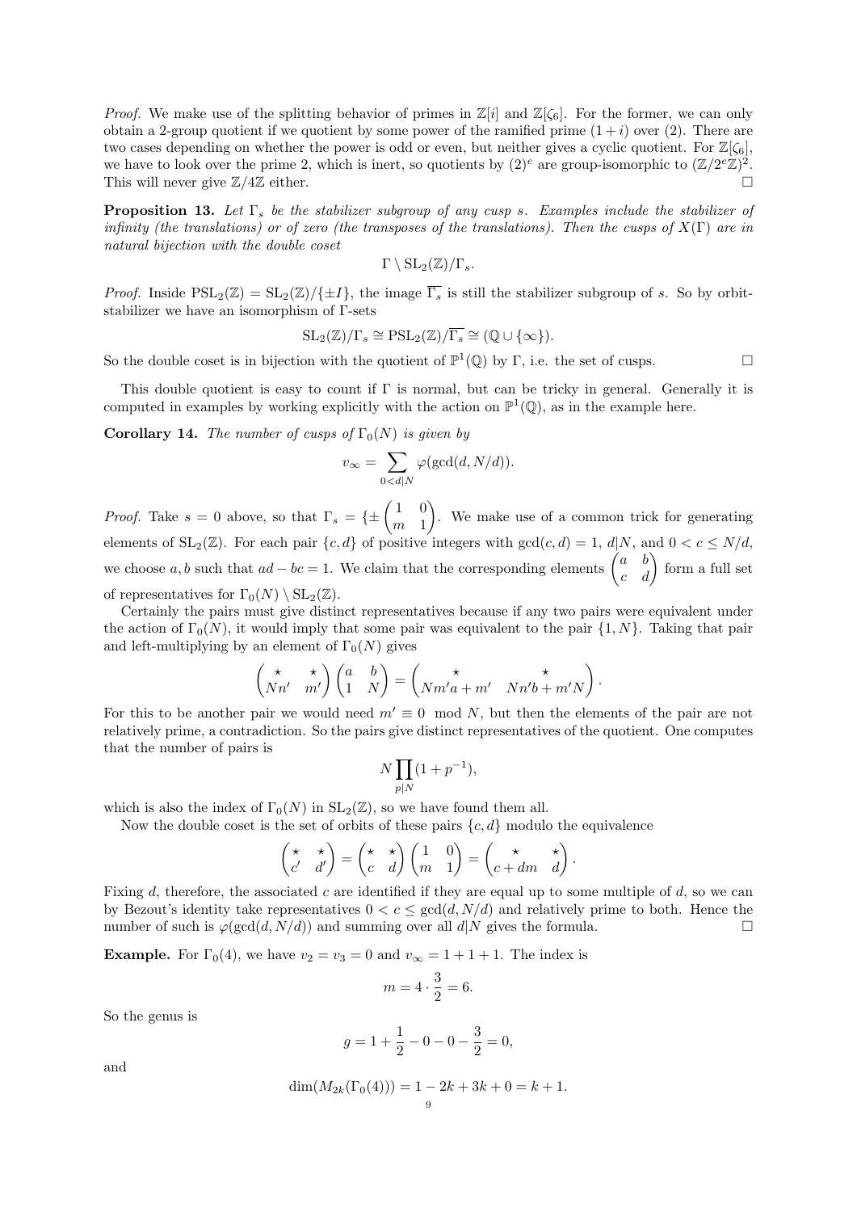*Proof.* We make use of the splitting behavior of primes in $\mathbb{Z}[i]$ and $\mathbb{Z}[\zeta_6]$. For the former, we can only obtain a 2-group quotient if we quotient by some power of the ramified prime $(1+i)$ over $(2)$. There are two cases depending on whether the power is odd or even, but neither gives a cyclic quotient. For $\mathbb{Z}[\zeta_6]$, we have to look over the prime 2, which is inert, so quotients by $(2)^e$ are group-isomorphic to $(\mathbb{Z}/2^e\mathbb{Z})^2$. This will never give $\mathbb{Z}/4\mathbb{Z}$ either. $\square$

**Proposition 13.** *Let $\Gamma_s$ be the stabilizer subgroup of any cusp $s$. Examples include the stabilizer of infinity (the translations) or of zero (the transposes of the translations). Then the cusps of $X(\Gamma)$ are in natural bijection with the double coset*

$$\Gamma \setminus \mathrm{SL}_2(\mathbb{Z})/\Gamma_s.$$

*Proof.* Inside $\mathrm{PSL}_2(\mathbb{Z}) = \mathrm{SL}_2(\mathbb{Z})/\{\pm I\}$, the image $\overline{\Gamma_s}$ is still the stabilizer subgroup of $s$. So by orbit-stabilizer we have an isomorphism of $\Gamma$-sets

$$\mathrm{SL}_2(\mathbb{Z})/\Gamma_s \cong \mathrm{PSL}_2(\mathbb{Z})/\overline{\Gamma_s} \cong (\mathbb{Q} \cup \{\infty\}).$$

So the double coset is in bijection with the quotient of $\mathbb{P}^1(\mathbb{Q})$ by $\Gamma$, i.e. the set of cusps. $\square$

This double quotient is easy to count if $\Gamma$ is normal, but can be tricky in general. Generally it is computed in examples by working explicitly with the action on $\mathbb{P}^1(\mathbb{Q})$, as in the example here.

**Corollary 14.** *The number of cusps of $\Gamma_0(N)$ is given by*

$$v_\infty = \sum_{0<d|N} \varphi(\gcd(d, N/d)).$$

*Proof.* Take $s = 0$ above, so that $\Gamma_s = \{\pm \begin{pmatrix} 1 & 0 \\ m & 1 \end{pmatrix}$. We make use of a common trick for generating elements of $\mathrm{SL}_2(\mathbb{Z})$. For each pair $\{c, d\}$ of positive integers with $\gcd(c, d) = 1$, $d|N$, and $0 < c \leq N/d$, we choose $a, b$ such that $ad - bc = 1$. We claim that the corresponding elements $\begin{pmatrix} a & b \\ c & d \end{pmatrix}$ form a full set of representatives for $\Gamma_0(N) \setminus \mathrm{SL}_2(\mathbb{Z})$.

Certainly the pairs must give distinct representatives because if any two pairs were equivalent under the action of $\Gamma_0(N)$, it would imply that some pair was equivalent to the pair $\{1, N\}$. Taking that pair and left-multiplying by an element of $\Gamma_0(N)$ gives

$$\begin{pmatrix} \star & \star \\ Nn' & m' \end{pmatrix} \begin{pmatrix} a & b \\ 1 & N \end{pmatrix} = \begin{pmatrix} \star & \star \\ Nm'a + m' & Nn'b + m'N \end{pmatrix}.$$

For this to be another pair we would need $m' \equiv 0 \mod N$, but then the elements of the pair are not relatively prime, a contradiction. So the pairs give distinct representatives of the quotient. One computes that the number of pairs is

$$N \prod_{p|N} (1 + p^{-1}),$$

which is also the index of $\Gamma_0(N)$ in $\mathrm{SL}_2(\mathbb{Z})$, so we have found them all.

Now the double coset is the set of orbits of these pairs $\{c, d\}$ modulo the equivalence

$$\begin{pmatrix} \star & \star \\ c' & d' \end{pmatrix} = \begin{pmatrix} \star & \star \\ c & d \end{pmatrix} \begin{pmatrix} 1 & 0 \\ m & 1 \end{pmatrix} = \begin{pmatrix} \star & \star \\ c + dm & d \end{pmatrix}.$$

Fixing $d$, therefore, the associated $c$ are identified if they are equal up to some multiple of $d$, so we can by Bezout's identity take representatives $0 < c \leq \gcd(d, N/d)$ and relatively prime to both. Hence the number of such is $\varphi(\gcd(d, N/d))$ and summing over all $d|N$ gives the formula. $\square$

**Example.** For $\Gamma_0(4)$, we have $v_2 = v_3 = 0$ and $v_\infty = 1 + 1 + 1$. The index is

$$m = 4 \cdot \frac{3}{2} = 6.$$

So the genus is

$$g = 1 + \frac{1}{2} - 0 - 0 - \frac{3}{2} = 0,$$

and

$$\dim(M_{2k}(\Gamma_0(4))) = 1 - 2k + 3k + 0 = k + 1.$$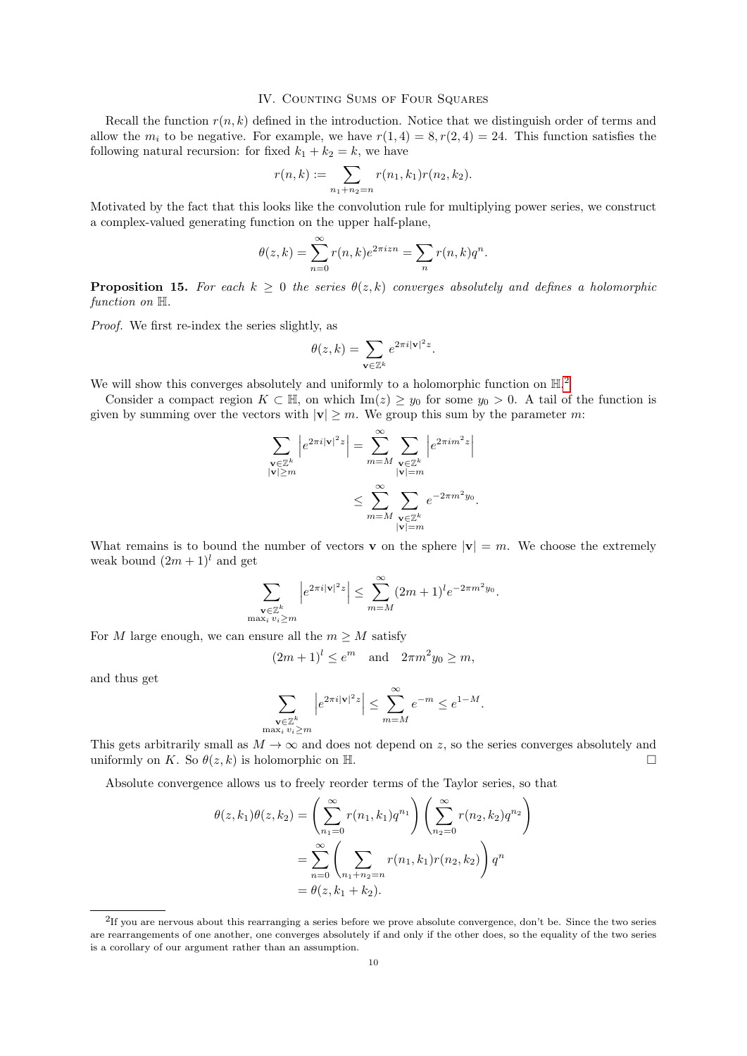## IV. Counting Sums of Four Squares

Recall the function $r(n,k)$ defined in the introduction. Notice that we distinguish order of terms and allow the $m_i$ to be negative. For example, we have $r(1,4)=8, r(2,4)=24$. This function satisfies the following natural recursion: for fixed $k_1+k_2=k$, we have

$$r(n,k) := \sum_{n_1+n_2=n} r(n_1,k_1)r(n_2,k_2).$$

Motivated by the fact that this looks like the convolution rule for multiplying power series, we construct a complex-valued generating function on the upper half-plane,

$$\theta(z,k) = \sum_{n=0}^{\infty} r(n,k)e^{2\pi i z n} = \sum_n r(n,k)q^n.$$

**Proposition 15.** *For each $k \geq 0$ the series $\theta(z,k)$ converges absolutely and defines a holomorphic function on $\mathbb{H}$.*

*Proof.* We first re-index the series slightly, as

$$\theta(z,k) = \sum_{\mathbf{v}\in\mathbb{Z}^k} e^{2\pi i |\mathbf{v}|^2 z}.$$

We will show this converges absolutely and uniformly to a holomorphic function on $\mathbb{H}$.[2]

Consider a compact region $K \subset \mathbb{H}$, on which $\mathrm{Im}(z) \geq y_0$ for some $y_0 > 0$. A tail of the function is given by summing over the vectors with $|\mathbf{v}| \geq m$. We group this sum by the parameter $m$:

$$\begin{aligned}\sum_{\substack{\mathbf{v}\in\mathbb{Z}^k\\ |\mathbf{v}|\geq m}} \left|e^{2\pi i |\mathbf{v}|^2 z}\right| &= \sum_{m=M}^{\infty} \sum_{\substack{\mathbf{v}\in\mathbb{Z}^k\\ |\mathbf{v}|=m}} \left|e^{2\pi i m^2 z}\right| \\ &\leq \sum_{m=M}^{\infty} \sum_{\substack{\mathbf{v}\in\mathbb{Z}^k\\ |\mathbf{v}|=m}} e^{-2\pi m^2 y_0}.\end{aligned}$$

What remains is to bound the number of vectors $\mathbf{v}$ on the sphere $|\mathbf{v}| = m$. We choose the extremely weak bound $(2m+1)^l$ and get

$$\sum_{\substack{\mathbf{v}\in\mathbb{Z}^k\\ \max_i v_i \geq m}} \left|e^{2\pi i |\mathbf{v}|^2 z}\right| \leq \sum_{m=M}^{\infty} (2m+1)^l e^{-2\pi m^2 y_0}.$$

For $M$ large enough, we can ensure all the $m \geq M$ satisfy

$$(2m+1)^l \leq e^m \quad \text{and} \quad 2\pi m^2 y_0 \geq m,$$

and thus get

$$\sum_{\substack{\mathbf{v}\in\mathbb{Z}^k\\ \max_i v_i \geq m}} \left|e^{2\pi i |\mathbf{v}|^2 z}\right| \leq \sum_{m=M}^{\infty} e^{-m} \leq e^{1-M}.$$

This gets arbitrarily small as $M \to \infty$ and does not depend on $z$, so the series converges absolutely and uniformly on $K$. So $\theta(z,k)$ is holomorphic on $\mathbb{H}$. □

Absolute convergence allows us to freely reorder terms of the Taylor series, so that

$$\begin{aligned}\theta(z,k_1)\theta(z,k_2) &= \left(\sum_{n_1=0}^{\infty} r(n_1,k_1)q^{n_1}\right)\left(\sum_{n_2=0}^{\infty} r(n_2,k_2)q^{n_2}\right) \\ &= \sum_{n=0}^{\infty}\left(\sum_{n_1+n_2=n} r(n_1,k_1)r(n_2,k_2)\right)q^n \\ &= \theta(z,k_1+k_2).\end{aligned}$$

[2] If you are nervous about this rearranging a series before we prove absolute convergence, don't be. Since the two series are rearrangements of one another, one converges absolutely if and only if the other does, so the equality of the two series is a corollary of our argument rather than an assumption.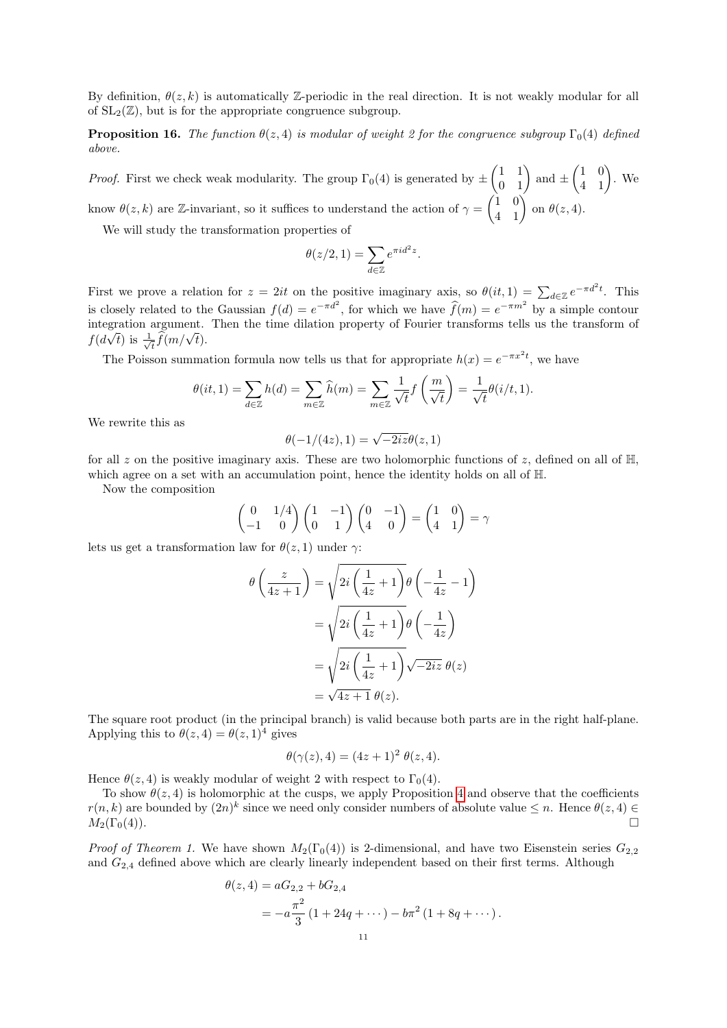By definition, $\theta(z,k)$ is automatically $\mathbb{Z}$-periodic in the real direction. It is not weakly modular for all of $\mathrm{SL}_2(\mathbb{Z})$, but is for the appropriate congruence subgroup.

**Proposition 16.** *The function $\theta(z,4)$ is modular of weight 2 for the congruence subgroup $\Gamma_0(4)$ defined above.*

*Proof.* First we check weak modularity. The group $\Gamma_0(4)$ is generated by $\pm\begin{pmatrix}1 & 1\\ 0 & 1\end{pmatrix}$ and $\pm\begin{pmatrix}1 & 0\\ 4 & 1\end{pmatrix}$. We know $\theta(z,k)$ are $\mathbb{Z}$-invariant, so it suffices to understand the action of $\gamma = \begin{pmatrix}1 & 0\\ 4 & 1\end{pmatrix}$ on $\theta(z,4)$.

We will study the transformation properties of

$$\theta(z/2,1) = \sum_{d\in\mathbb{Z}} e^{\pi i d^2 z}.$$

First we prove a relation for $z = 2it$ on the positive imaginary axis, so $\theta(it,1) = \sum_{d\in\mathbb{Z}} e^{-\pi d^2 t}$. This is closely related to the Gaussian $f(d) = e^{-\pi d^2}$, for which we have $\widehat{f}(m) = e^{-\pi m^2}$ by a simple contour integration argument. Then the time dilation property of Fourier transforms tells us the transform of $f(d\sqrt{t})$ is $\frac{1}{\sqrt{t}}\widehat{f}(m/\sqrt{t})$.

The Poisson summation formula now tells us that for appropriate $h(x) = e^{-\pi x^2 t}$, we have

$$\theta(it,1) = \sum_{d\in\mathbb{Z}} h(d) = \sum_{m\in\mathbb{Z}} \widehat{h}(m) = \sum_{m\in\mathbb{Z}} \frac{1}{\sqrt{t}} f\left(\frac{m}{\sqrt{t}}\right) = \frac{1}{\sqrt{t}}\theta(i/t,1).$$

We rewrite this as

$$\theta(-1/(4z),1) = \sqrt{-2iz}\,\theta(z,1)$$

for all $z$ on the positive imaginary axis. These are two holomorphic functions of $z$, defined on all of $\mathbb{H}$, which agree on a set with an accumulation point, hence the identity holds on all of $\mathbb{H}$.

Now the composition

$$\begin{pmatrix}0 & 1/4\\ -1 & 0\end{pmatrix}\begin{pmatrix}1 & -1\\ 0 & 1\end{pmatrix}\begin{pmatrix}0 & -1\\ 4 & 0\end{pmatrix} = \begin{pmatrix}1 & 0\\ 4 & 1\end{pmatrix} = \gamma$$

lets us get a transformation law for $\theta(z,1)$ under $\gamma$:

$$\begin{aligned}
\theta\left(\frac{z}{4z+1}\right) &= \sqrt{2i\left(\frac{1}{4z}+1\right)}\,\theta\left(-\frac{1}{4z}-1\right)\\
&= \sqrt{2i\left(\frac{1}{4z}+1\right)}\,\theta\left(-\frac{1}{4z}\right)\\
&= \sqrt{2i\left(\frac{1}{4z}+1\right)}\sqrt{-2iz}\,\theta(z)\\
&= \sqrt{4z+1}\,\theta(z).
\end{aligned}$$

The square root product (in the principal branch) is valid because both parts are in the right half-plane. Applying this to $\theta(z,4) = \theta(z,1)^4$ gives

$$\theta(\gamma(z),4) = (4z+1)^2\,\theta(z,4).$$

Hence $\theta(z,4)$ is weakly modular of weight 2 with respect to $\Gamma_0(4)$.

To show $\theta(z,4)$ is holomorphic at the cusps, we apply Proposition 4 and observe that the coefficients $r(n,k)$ are bounded by $(2n)^k$ since we need only consider numbers of absolute value $\leq n$. Hence $\theta(z,4) \in M_2(\Gamma_0(4))$. □

*Proof of Theorem 1.* We have shown $M_2(\Gamma_0(4))$ is 2-dimensional, and have two Eisenstein series $G_{2,2}$ and $G_{2,4}$ defined above which are clearly linearly independent based on their first terms. Although

$$\begin{aligned}
\theta(z,4) &= aG_{2,2} + bG_{2,4}\\
&= -a\frac{\pi^2}{3}\left(1+24q+\cdots\right) - b\pi^2\left(1+8q+\cdots\right).
\end{aligned}$$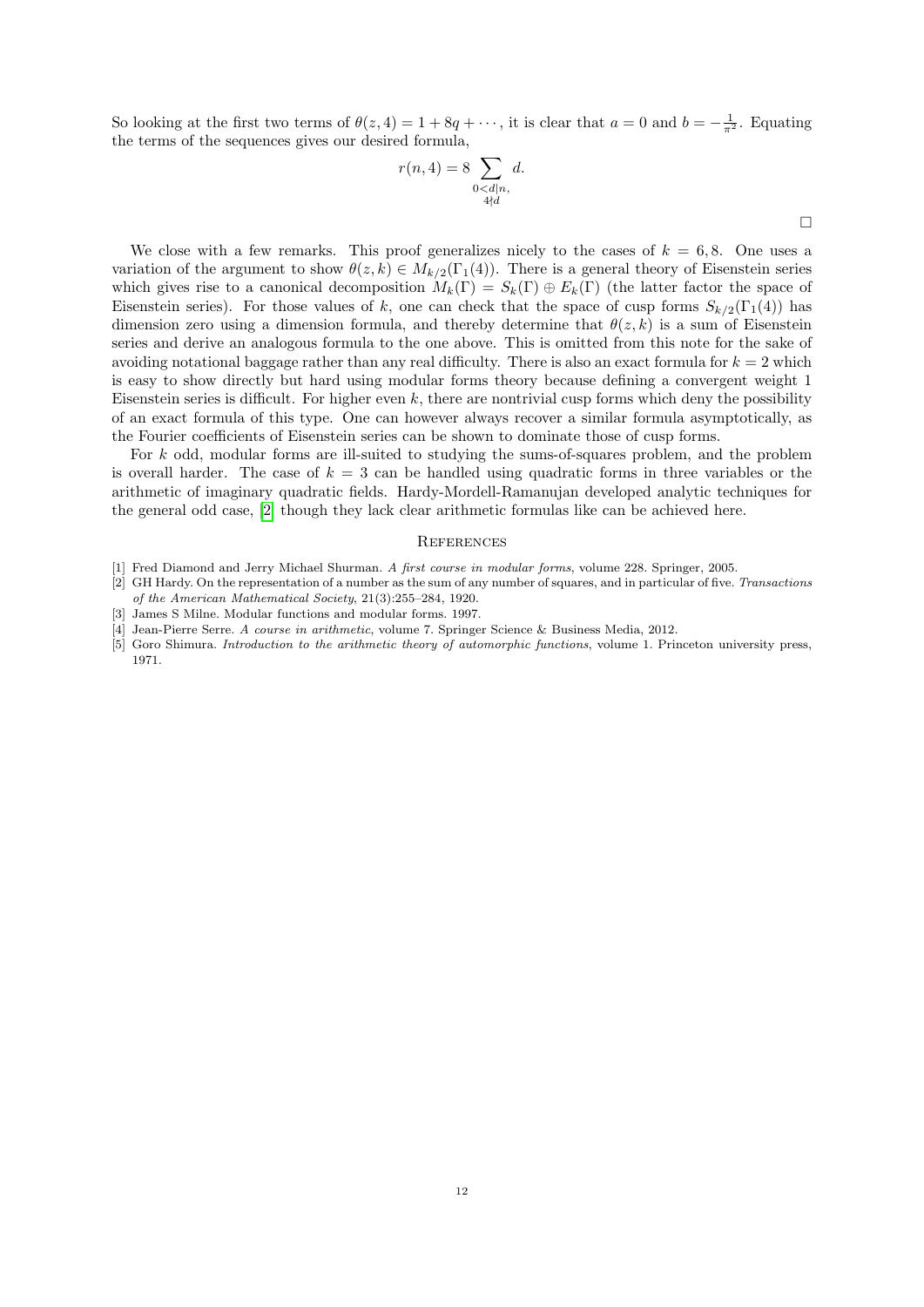So looking at the first two terms of $\theta(z,4) = 1 + 8q + \cdots$, it is clear that $a = 0$ and $b = -\frac{1}{\pi^2}$. Equating the terms of the sequences gives our desired formula,

$$r(n,4) = 8 \sum_{\substack{0<d|n, \\ 4\nmid d}} d.$$

□

We close with a few remarks. This proof generalizes nicely to the cases of $k = 6, 8$. One uses a variation of the argument to show $\theta(z,k) \in M_{k/2}(\Gamma_1(4))$. There is a general theory of Eisenstein series which gives rise to a canonical decomposition $M_k(\Gamma) = S_k(\Gamma) \oplus E_k(\Gamma)$ (the latter factor the space of Eisenstein series). For those values of $k$, one can check that the space of cusp forms $S_{k/2}(\Gamma_1(4))$ has dimension zero using a dimension formula, and thereby determine that $\theta(z,k)$ is a sum of Eisenstein series and derive an analogous formula to the one above. This is omitted from this note for the sake of avoiding notational baggage rather than any real difficulty. There is also an exact formula for $k = 2$ which is easy to show directly but hard using modular forms theory because defining a convergent weight 1 Eisenstein series is difficult. For higher even $k$, there are nontrivial cusp forms which deny the possibility of an exact formula of this type. One can however always recover a similar formula asymptotically, as the Fourier coefficients of Eisenstein series can be shown to dominate those of cusp forms.

For $k$ odd, modular forms are ill-suited to studying the sums-of-squares problem, and the problem is overall harder. The case of $k = 3$ can be handled using quadratic forms in three variables or the arithmetic of imaginary quadratic fields. Hardy-Mordell-Ramanujan developed analytic techniques for the general odd case, [2] though they lack clear arithmetic formulas like can be achieved here.

## References

[1] Fred Diamond and Jerry Michael Shurman. *A first course in modular forms*, volume 228. Springer, 2005.

[2] GH Hardy. On the representation of a number as the sum of any number of squares, and in particular of five. *Transactions of the American Mathematical Society*, 21(3):255–284, 1920.

[3] James S Milne. Modular functions and modular forms. 1997.

[4] Jean-Pierre Serre. *A course in arithmetic*, volume 7. Springer Science & Business Media, 2012.

[5] Goro Shimura. *Introduction to the arithmetic theory of automorphic functions*, volume 1. Princeton university press, 1971.